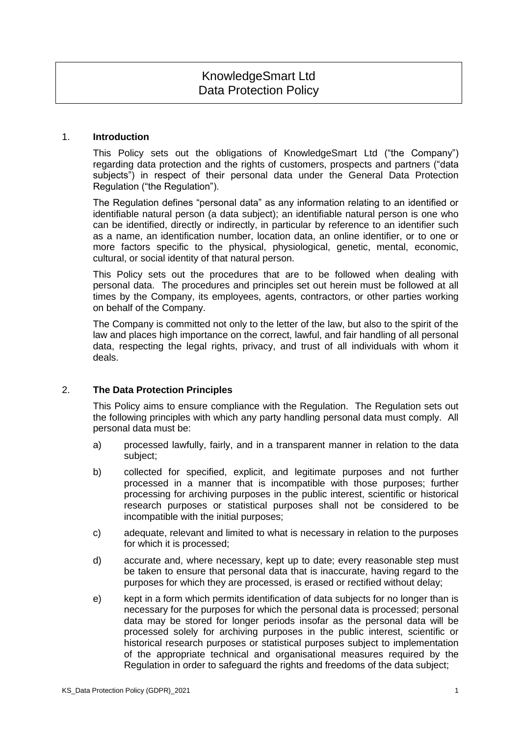# KnowledgeSmart Ltd
# Data Protection Policy

## 1. Introduction

This Policy sets out the obligations of KnowledgeSmart Ltd ("the Company") regarding data protection and the rights of customers, prospects and partners ("data subjects") in respect of their personal data under the General Data Protection Regulation ("the Regulation").

The Regulation defines "personal data" as any information relating to an identified or identifiable natural person (a data subject); an identifiable natural person is one who can be identified, directly or indirectly, in particular by reference to an identifier such as a name, an identification number, location data, an online identifier, or to one or more factors specific to the physical, physiological, genetic, mental, economic, cultural, or social identity of that natural person.

This Policy sets out the procedures that are to be followed when dealing with personal data. The procedures and principles set out herein must be followed at all times by the Company, its employees, agents, contractors, or other parties working on behalf of the Company.

The Company is committed not only to the letter of the law, but also to the spirit of the law and places high importance on the correct, lawful, and fair handling of all personal data, respecting the legal rights, privacy, and trust of all individuals with whom it deals.

## 2. The Data Protection Principles

This Policy aims to ensure compliance with the Regulation. The Regulation sets out the following principles with which any party handling personal data must comply. All personal data must be:

a) processed lawfully, fairly, and in a transparent manner in relation to the data subject;

b) collected for specified, explicit, and legitimate purposes and not further processed in a manner that is incompatible with those purposes; further processing for archiving purposes in the public interest, scientific or historical research purposes or statistical purposes shall not be considered to be incompatible with the initial purposes;

c) adequate, relevant and limited to what is necessary in relation to the purposes for which it is processed;

d) accurate and, where necessary, kept up to date; every reasonable step must be taken to ensure that personal data that is inaccurate, having regard to the purposes for which they are processed, is erased or rectified without delay;

e) kept in a form which permits identification of data subjects for no longer than is necessary for the purposes for which the personal data is processed; personal data may be stored for longer periods insofar as the personal data will be processed solely for archiving purposes in the public interest, scientific or historical research purposes or statistical purposes subject to implementation of the appropriate technical and organisational measures required by the Regulation in order to safeguard the rights and freedoms of the data subject;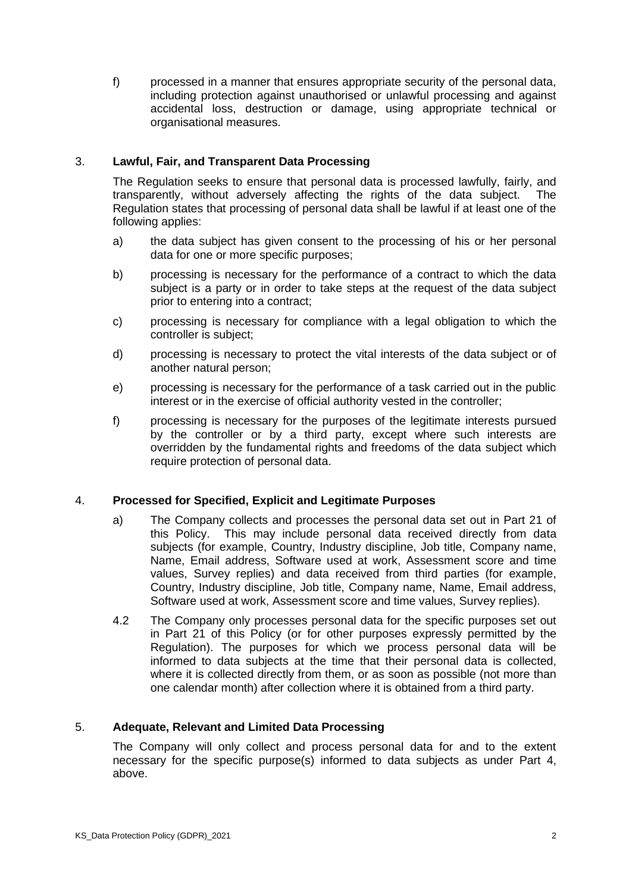f) processed in a manner that ensures appropriate security of the personal data, including protection against unauthorised or unlawful processing and against accidental loss, destruction or damage, using appropriate technical or organisational measures.

## 3. Lawful, Fair, and Transparent Data Processing

The Regulation seeks to ensure that personal data is processed lawfully, fairly, and transparently, without adversely affecting the rights of the data subject. The Regulation states that processing of personal data shall be lawful if at least one of the following applies:

a) the data subject has given consent to the processing of his or her personal data for one or more specific purposes;

b) processing is necessary for the performance of a contract to which the data subject is a party or in order to take steps at the request of the data subject prior to entering into a contract;

c) processing is necessary for compliance with a legal obligation to which the controller is subject;

d) processing is necessary to protect the vital interests of the data subject or of another natural person;

e) processing is necessary for the performance of a task carried out in the public interest or in the exercise of official authority vested in the controller;

f) processing is necessary for the purposes of the legitimate interests pursued by the controller or by a third party, except where such interests are overridden by the fundamental rights and freedoms of the data subject which require protection of personal data.

## 4. Processed for Specified, Explicit and Legitimate Purposes

a) The Company collects and processes the personal data set out in Part 21 of this Policy. This may include personal data received directly from data subjects (for example, Country, Industry discipline, Job title, Company name, Name, Email address, Software used at work, Assessment score and time values, Survey replies) and data received from third parties (for example, Country, Industry discipline, Job title, Company name, Name, Email address, Software used at work, Assessment score and time values, Survey replies).

4.2 The Company only processes personal data for the specific purposes set out in Part 21 of this Policy (or for other purposes expressly permitted by the Regulation). The purposes for which we process personal data will be informed to data subjects at the time that their personal data is collected, where it is collected directly from them, or as soon as possible (not more than one calendar month) after collection where it is obtained from a third party.

## 5. Adequate, Relevant and Limited Data Processing

The Company will only collect and process personal data for and to the extent necessary for the specific purpose(s) informed to data subjects as under Part 4, above.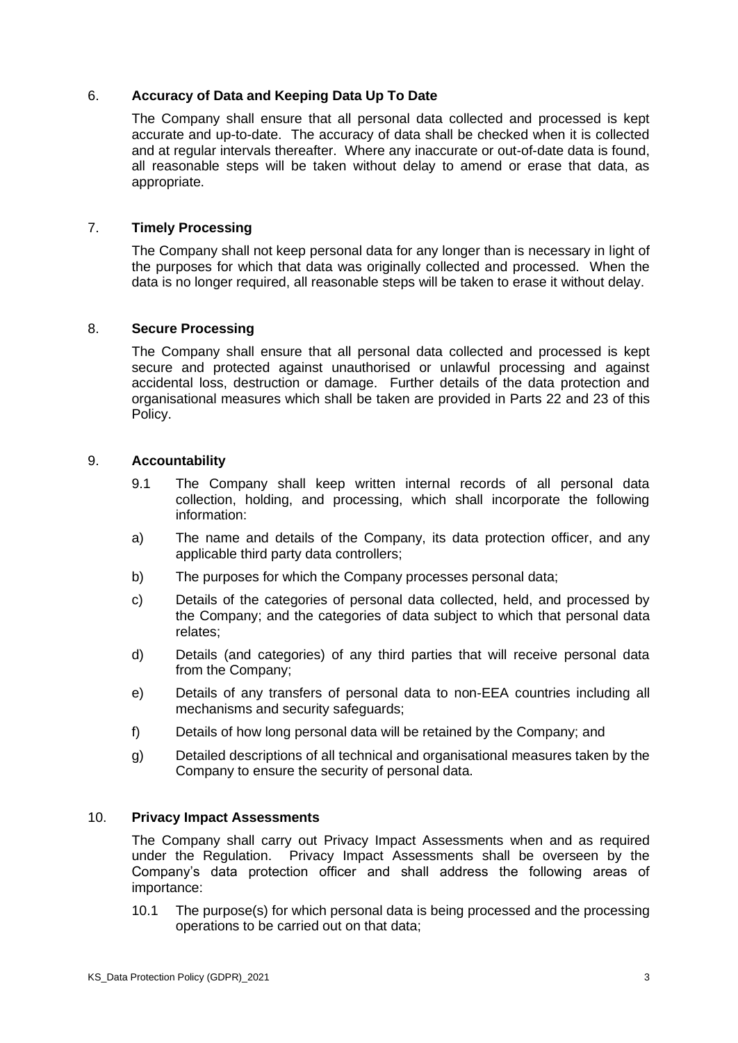## 6. Accuracy of Data and Keeping Data Up To Date

The Company shall ensure that all personal data collected and processed is kept accurate and up-to-date. The accuracy of data shall be checked when it is collected and at regular intervals thereafter. Where any inaccurate or out-of-date data is found, all reasonable steps will be taken without delay to amend or erase that data, as appropriate.

## 7. Timely Processing

The Company shall not keep personal data for any longer than is necessary in light of the purposes for which that data was originally collected and processed. When the data is no longer required, all reasonable steps will be taken to erase it without delay.

## 8. Secure Processing

The Company shall ensure that all personal data collected and processed is kept secure and protected against unauthorised or unlawful processing and against accidental loss, destruction or damage. Further details of the data protection and organisational measures which shall be taken are provided in Parts 22 and 23 of this Policy.

## 9. Accountability

9.1 The Company shall keep written internal records of all personal data collection, holding, and processing, which shall incorporate the following information:

a) The name and details of the Company, its data protection officer, and any applicable third party data controllers;

b) The purposes for which the Company processes personal data;

c) Details of the categories of personal data collected, held, and processed by the Company; and the categories of data subject to which that personal data relates;

d) Details (and categories) of any third parties that will receive personal data from the Company;

e) Details of any transfers of personal data to non-EEA countries including all mechanisms and security safeguards;

f) Details of how long personal data will be retained by the Company; and

g) Detailed descriptions of all technical and organisational measures taken by the Company to ensure the security of personal data.

## 10. Privacy Impact Assessments

The Company shall carry out Privacy Impact Assessments when and as required under the Regulation. Privacy Impact Assessments shall be overseen by the Company's data protection officer and shall address the following areas of importance:

10.1 The purpose(s) for which personal data is being processed and the processing operations to be carried out on that data;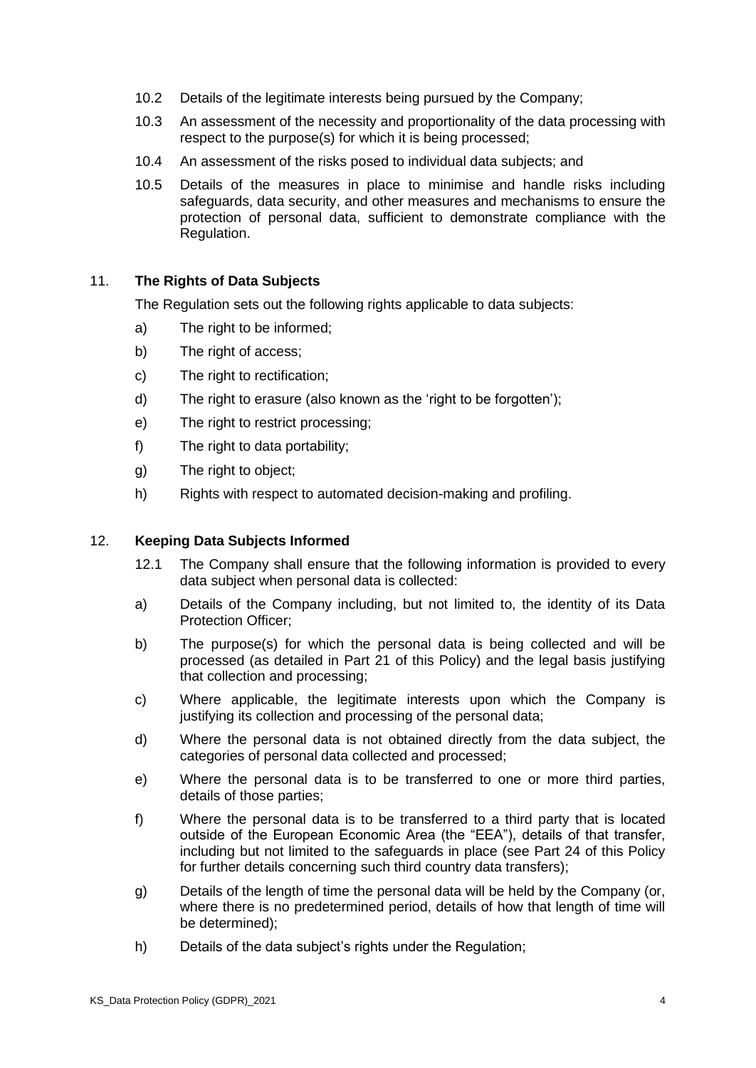10.2 Details of the legitimate interests being pursued by the Company;

10.3 An assessment of the necessity and proportionality of the data processing with respect to the purpose(s) for which it is being processed;

10.4 An assessment of the risks posed to individual data subjects; and

10.5 Details of the measures in place to minimise and handle risks including safeguards, data security, and other measures and mechanisms to ensure the protection of personal data, sufficient to demonstrate compliance with the Regulation.

## 11. **The Rights of Data Subjects**

The Regulation sets out the following rights applicable to data subjects:

a) The right to be informed;

b) The right of access;

c) The right to rectification;

d) The right to erasure (also known as the 'right to be forgotten');

e) The right to restrict processing;

f) The right to data portability;

g) The right to object;

h) Rights with respect to automated decision-making and profiling.

## 12. **Keeping Data Subjects Informed**

12.1 The Company shall ensure that the following information is provided to every data subject when personal data is collected:

a) Details of the Company including, but not limited to, the identity of its Data Protection Officer;

b) The purpose(s) for which the personal data is being collected and will be processed (as detailed in Part 21 of this Policy) and the legal basis justifying that collection and processing;

c) Where applicable, the legitimate interests upon which the Company is justifying its collection and processing of the personal data;

d) Where the personal data is not obtained directly from the data subject, the categories of personal data collected and processed;

e) Where the personal data is to be transferred to one or more third parties, details of those parties;

f) Where the personal data is to be transferred to a third party that is located outside of the European Economic Area (the "EEA"), details of that transfer, including but not limited to the safeguards in place (see Part 24 of this Policy for further details concerning such third country data transfers);

g) Details of the length of time the personal data will be held by the Company (or, where there is no predetermined period, details of how that length of time will be determined);

h) Details of the data subject's rights under the Regulation;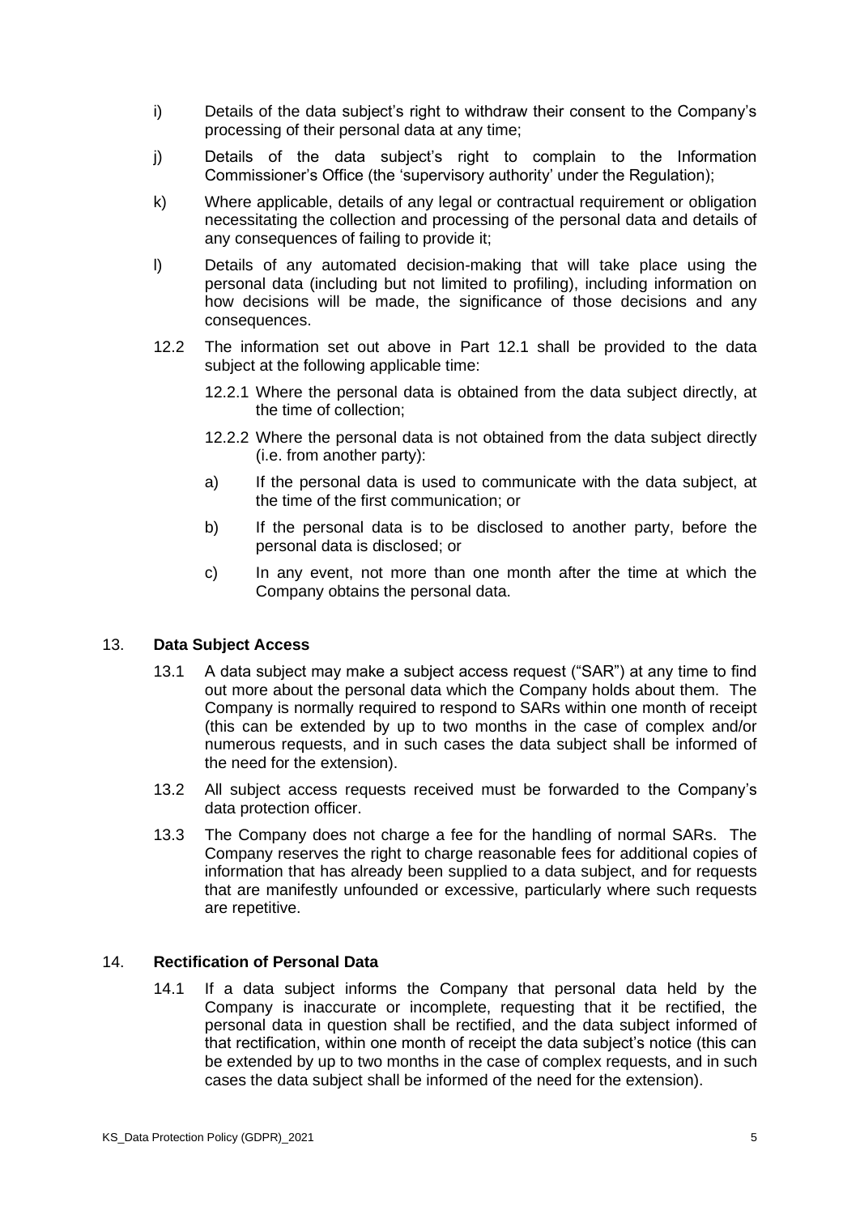i) Details of the data subject's right to withdraw their consent to the Company's processing of their personal data at any time;

j) Details of the data subject's right to complain to the Information Commissioner's Office (the 'supervisory authority' under the Regulation);

k) Where applicable, details of any legal or contractual requirement or obligation necessitating the collection and processing of the personal data and details of any consequences of failing to provide it;

l) Details of any automated decision-making that will take place using the personal data (including but not limited to profiling), including information on how decisions will be made, the significance of those decisions and any consequences.

12.2 The information set out above in Part 12.1 shall be provided to the data subject at the following applicable time:

12.2.1 Where the personal data is obtained from the data subject directly, at the time of collection;

12.2.2 Where the personal data is not obtained from the data subject directly (i.e. from another party):

a) If the personal data is used to communicate with the data subject, at the time of the first communication; or

b) If the personal data is to be disclosed to another party, before the personal data is disclosed; or

c) In any event, not more than one month after the time at which the Company obtains the personal data.

## 13. **Data Subject Access**

13.1 A data subject may make a subject access request ("SAR") at any time to find out more about the personal data which the Company holds about them. The Company is normally required to respond to SARs within one month of receipt (this can be extended by up to two months in the case of complex and/or numerous requests, and in such cases the data subject shall be informed of the need for the extension).

13.2 All subject access requests received must be forwarded to the Company's data protection officer.

13.3 The Company does not charge a fee for the handling of normal SARs. The Company reserves the right to charge reasonable fees for additional copies of information that has already been supplied to a data subject, and for requests that are manifestly unfounded or excessive, particularly where such requests are repetitive.

## 14. **Rectification of Personal Data**

14.1 If a data subject informs the Company that personal data held by the Company is inaccurate or incomplete, requesting that it be rectified, the personal data in question shall be rectified, and the data subject informed of that rectification, within one month of receipt the data subject's notice (this can be extended by up to two months in the case of complex requests, and in such cases the data subject shall be informed of the need for the extension).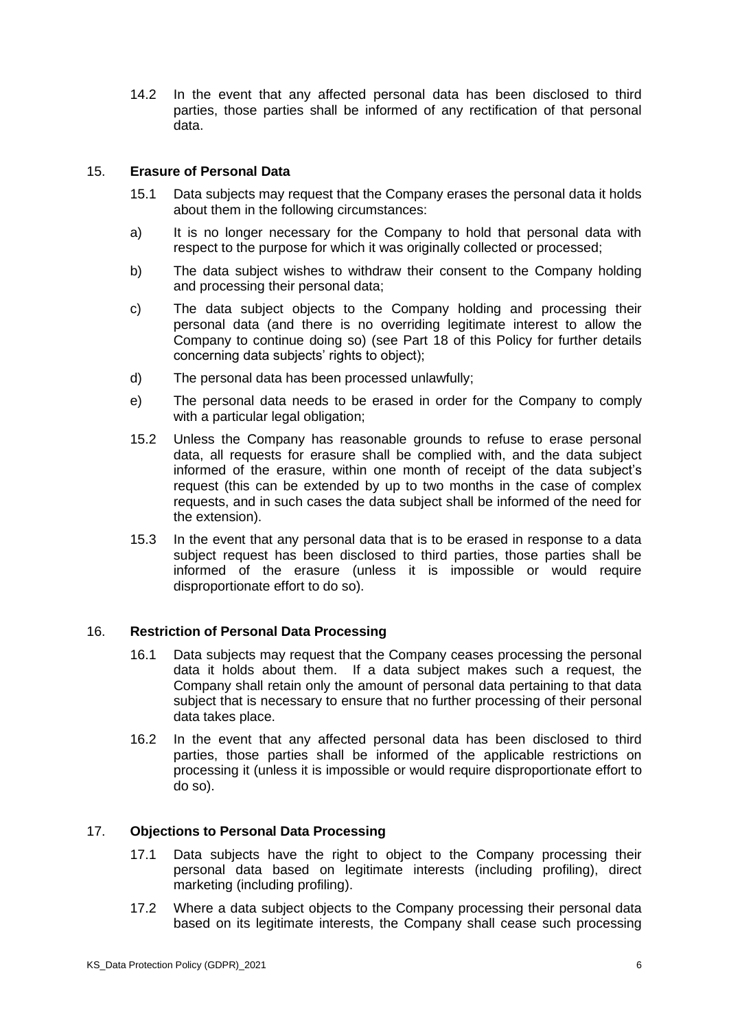14.2 In the event that any affected personal data has been disclosed to third parties, those parties shall be informed of any rectification of that personal data.

## 15. Erasure of Personal Data

15.1 Data subjects may request that the Company erases the personal data it holds about them in the following circumstances:

a) It is no longer necessary for the Company to hold that personal data with respect to the purpose for which it was originally collected or processed;

b) The data subject wishes to withdraw their consent to the Company holding and processing their personal data;

c) The data subject objects to the Company holding and processing their personal data (and there is no overriding legitimate interest to allow the Company to continue doing so) (see Part 18 of this Policy for further details concerning data subjects' rights to object);

d) The personal data has been processed unlawfully;

e) The personal data needs to be erased in order for the Company to comply with a particular legal obligation;

15.2 Unless the Company has reasonable grounds to refuse to erase personal data, all requests for erasure shall be complied with, and the data subject informed of the erasure, within one month of receipt of the data subject's request (this can be extended by up to two months in the case of complex requests, and in such cases the data subject shall be informed of the need for the extension).

15.3 In the event that any personal data that is to be erased in response to a data subject request has been disclosed to third parties, those parties shall be informed of the erasure (unless it is impossible or would require disproportionate effort to do so).

## 16. Restriction of Personal Data Processing

16.1 Data subjects may request that the Company ceases processing the personal data it holds about them. If a data subject makes such a request, the Company shall retain only the amount of personal data pertaining to that data subject that is necessary to ensure that no further processing of their personal data takes place.

16.2 In the event that any affected personal data has been disclosed to third parties, those parties shall be informed of the applicable restrictions on processing it (unless it is impossible or would require disproportionate effort to do so).

## 17. Objections to Personal Data Processing

17.1 Data subjects have the right to object to the Company processing their personal data based on legitimate interests (including profiling), direct marketing (including profiling).

17.2 Where a data subject objects to the Company processing their personal data based on its legitimate interests, the Company shall cease such processing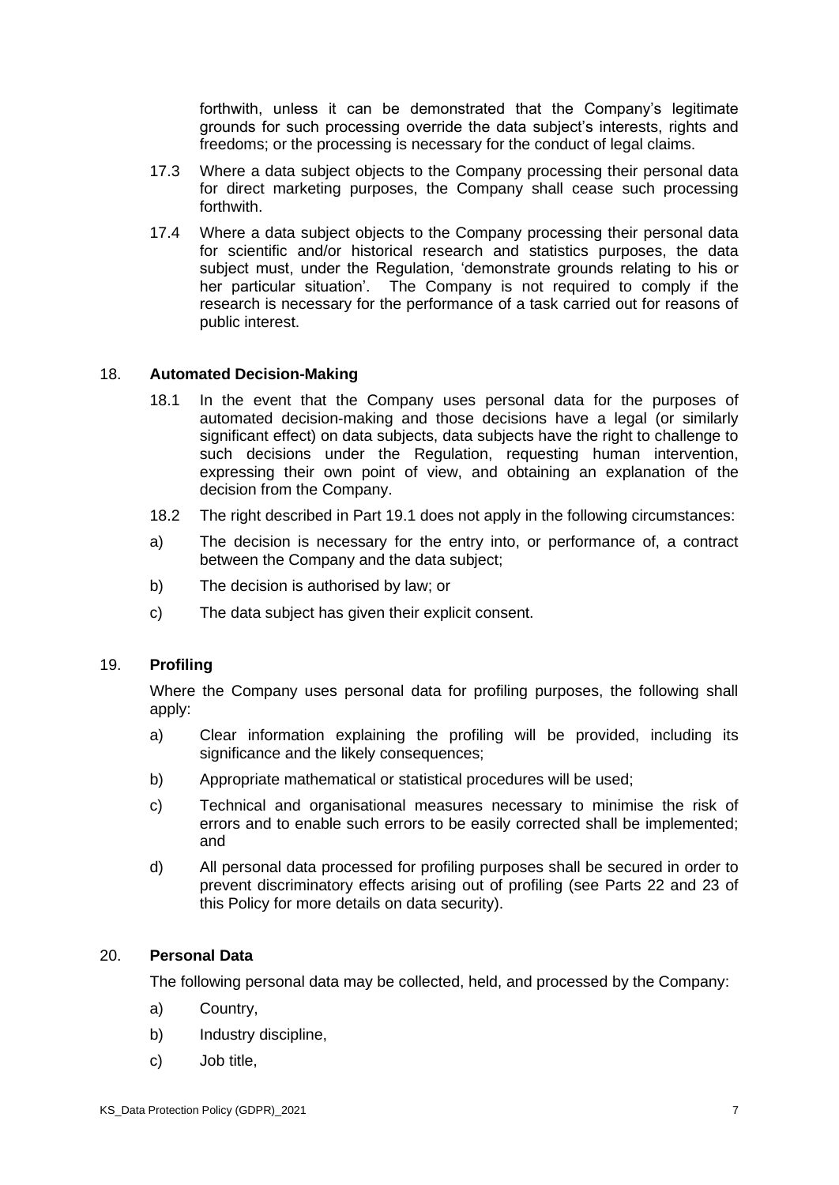forthwith, unless it can be demonstrated that the Company's legitimate grounds for such processing override the data subject's interests, rights and freedoms; or the processing is necessary for the conduct of legal claims.

17.3 Where a data subject objects to the Company processing their personal data for direct marketing purposes, the Company shall cease such processing forthwith.

17.4 Where a data subject objects to the Company processing their personal data for scientific and/or historical research and statistics purposes, the data subject must, under the Regulation, 'demonstrate grounds relating to his or her particular situation'. The Company is not required to comply if the research is necessary for the performance of a task carried out for reasons of public interest.

## 18. **Automated Decision-Making**

18.1 In the event that the Company uses personal data for the purposes of automated decision-making and those decisions have a legal (or similarly significant effect) on data subjects, data subjects have the right to challenge to such decisions under the Regulation, requesting human intervention, expressing their own point of view, and obtaining an explanation of the decision from the Company.

18.2 The right described in Part 19.1 does not apply in the following circumstances:

a) The decision is necessary for the entry into, or performance of, a contract between the Company and the data subject;

b) The decision is authorised by law; or

c) The data subject has given their explicit consent.

## 19. **Profiling**

Where the Company uses personal data for profiling purposes, the following shall apply:

a) Clear information explaining the profiling will be provided, including its significance and the likely consequences;

b) Appropriate mathematical or statistical procedures will be used;

c) Technical and organisational measures necessary to minimise the risk of errors and to enable such errors to be easily corrected shall be implemented; and

d) All personal data processed for profiling purposes shall be secured in order to prevent discriminatory effects arising out of profiling (see Parts 22 and 23 of this Policy for more details on data security).

## 20. **Personal Data**

The following personal data may be collected, held, and processed by the Company:

a) Country,

b) Industry discipline,

c) Job title,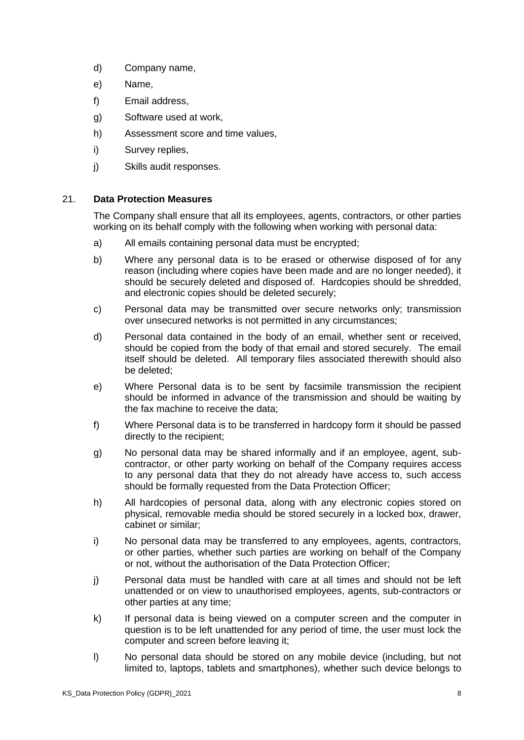d) Company name,

e) Name,

f) Email address,

g) Software used at work,

h) Assessment score and time values,

i) Survey replies,

j) Skills audit responses.

## 21. Data Protection Measures

The Company shall ensure that all its employees, agents, contractors, or other parties working on its behalf comply with the following when working with personal data:

a) All emails containing personal data must be encrypted;

b) Where any personal data is to be erased or otherwise disposed of for any reason (including where copies have been made and are no longer needed), it should be securely deleted and disposed of. Hardcopies should be shredded, and electronic copies should be deleted securely;

c) Personal data may be transmitted over secure networks only; transmission over unsecured networks is not permitted in any circumstances;

d) Personal data contained in the body of an email, whether sent or received, should be copied from the body of that email and stored securely. The email itself should be deleted. All temporary files associated therewith should also be deleted;

e) Where Personal data is to be sent by facsimile transmission the recipient should be informed in advance of the transmission and should be waiting by the fax machine to receive the data;

f) Where Personal data is to be transferred in hardcopy form it should be passed directly to the recipient;

g) No personal data may be shared informally and if an employee, agent, sub-contractor, or other party working on behalf of the Company requires access to any personal data that they do not already have access to, such access should be formally requested from the Data Protection Officer;

h) All hardcopies of personal data, along with any electronic copies stored on physical, removable media should be stored securely in a locked box, drawer, cabinet or similar;

i) No personal data may be transferred to any employees, agents, contractors, or other parties, whether such parties are working on behalf of the Company or not, without the authorisation of the Data Protection Officer;

j) Personal data must be handled with care at all times and should not be left unattended or on view to unauthorised employees, agents, sub-contractors or other parties at any time;

k) If personal data is being viewed on a computer screen and the computer in question is to be left unattended for any period of time, the user must lock the computer and screen before leaving it;

l) No personal data should be stored on any mobile device (including, but not limited to, laptops, tablets and smartphones), whether such device belongs to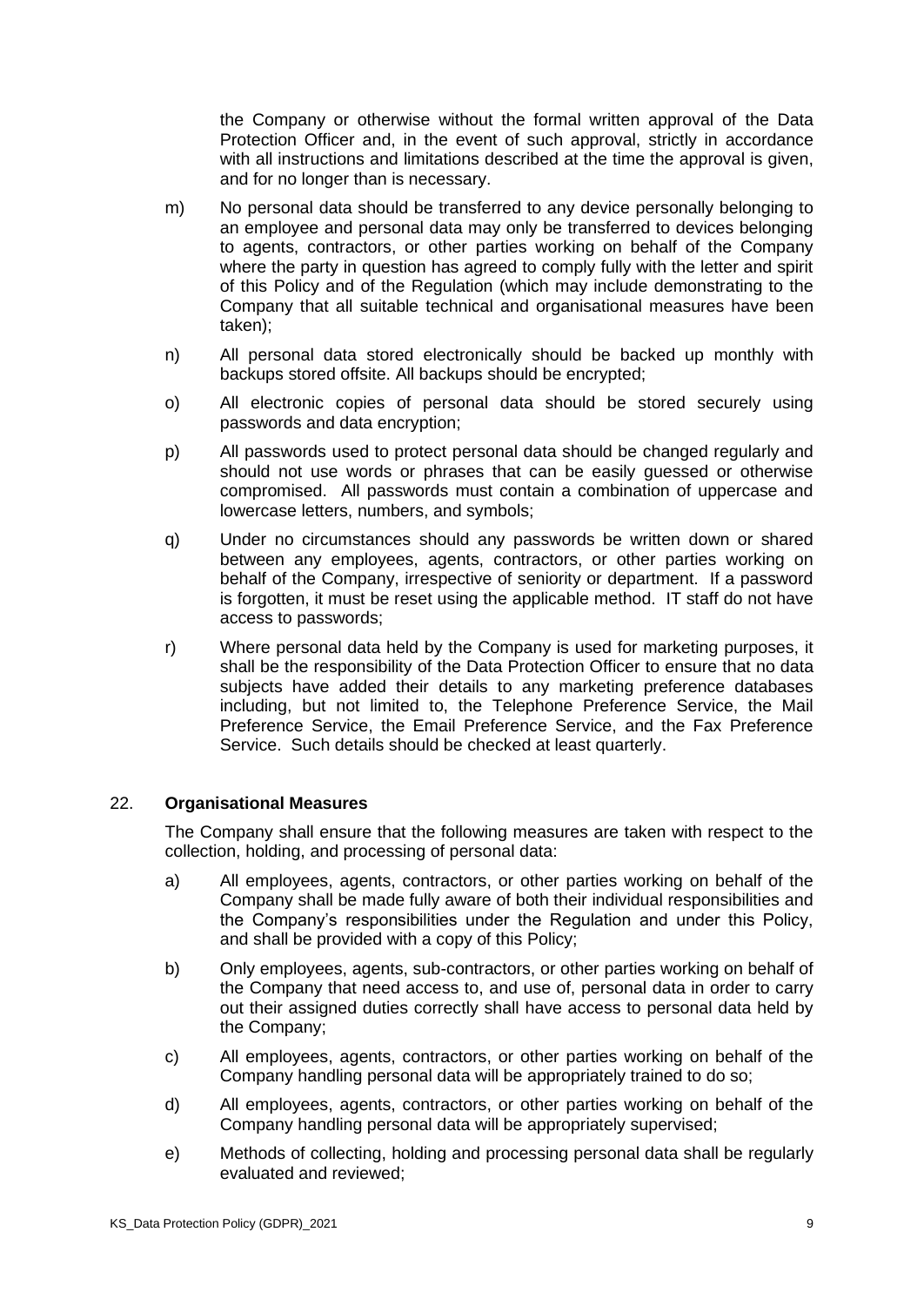the Company or otherwise without the formal written approval of the Data Protection Officer and, in the event of such approval, strictly in accordance with all instructions and limitations described at the time the approval is given, and for no longer than is necessary.

m) No personal data should be transferred to any device personally belonging to an employee and personal data may only be transferred to devices belonging to agents, contractors, or other parties working on behalf of the Company where the party in question has agreed to comply fully with the letter and spirit of this Policy and of the Regulation (which may include demonstrating to the Company that all suitable technical and organisational measures have been taken);

n) All personal data stored electronically should be backed up monthly with backups stored offsite. All backups should be encrypted;

o) All electronic copies of personal data should be stored securely using passwords and data encryption;

p) All passwords used to protect personal data should be changed regularly and should not use words or phrases that can be easily guessed or otherwise compromised. All passwords must contain a combination of uppercase and lowercase letters, numbers, and symbols;

q) Under no circumstances should any passwords be written down or shared between any employees, agents, contractors, or other parties working on behalf of the Company, irrespective of seniority or department. If a password is forgotten, it must be reset using the applicable method. IT staff do not have access to passwords;

r) Where personal data held by the Company is used for marketing purposes, it shall be the responsibility of the Data Protection Officer to ensure that no data subjects have added their details to any marketing preference databases including, but not limited to, the Telephone Preference Service, the Mail Preference Service, the Email Preference Service, and the Fax Preference Service. Such details should be checked at least quarterly.

## 22. **Organisational Measures**

The Company shall ensure that the following measures are taken with respect to the collection, holding, and processing of personal data:

a) All employees, agents, contractors, or other parties working on behalf of the Company shall be made fully aware of both their individual responsibilities and the Company's responsibilities under the Regulation and under this Policy, and shall be provided with a copy of this Policy;

b) Only employees, agents, sub-contractors, or other parties working on behalf of the Company that need access to, and use of, personal data in order to carry out their assigned duties correctly shall have access to personal data held by the Company;

c) All employees, agents, contractors, or other parties working on behalf of the Company handling personal data will be appropriately trained to do so;

d) All employees, agents, contractors, or other parties working on behalf of the Company handling personal data will be appropriately supervised;

e) Methods of collecting, holding and processing personal data shall be regularly evaluated and reviewed;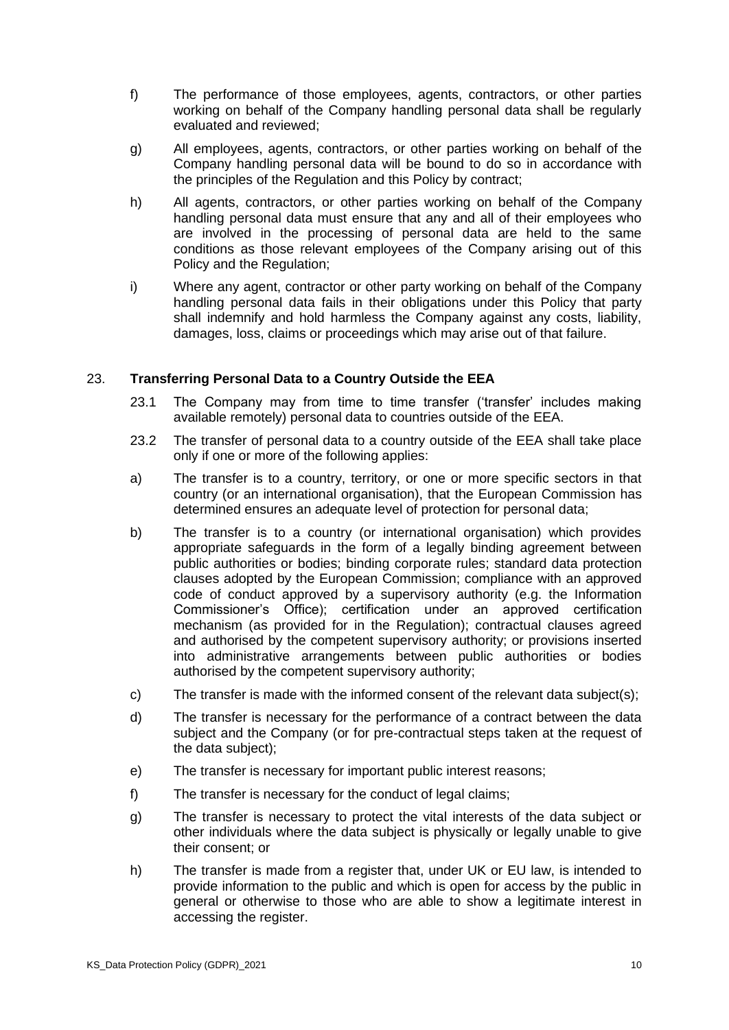f) The performance of those employees, agents, contractors, or other parties working on behalf of the Company handling personal data shall be regularly evaluated and reviewed;

g) All employees, agents, contractors, or other parties working on behalf of the Company handling personal data will be bound to do so in accordance with the principles of the Regulation and this Policy by contract;

h) All agents, contractors, or other parties working on behalf of the Company handling personal data must ensure that any and all of their employees who are involved in the processing of personal data are held to the same conditions as those relevant employees of the Company arising out of this Policy and the Regulation;

i) Where any agent, contractor or other party working on behalf of the Company handling personal data fails in their obligations under this Policy that party shall indemnify and hold harmless the Company against any costs, liability, damages, loss, claims or proceedings which may arise out of that failure.

## 23. **Transferring Personal Data to a Country Outside the EEA**

23.1 The Company may from time to time transfer ('transfer' includes making available remotely) personal data to countries outside of the EEA.

23.2 The transfer of personal data to a country outside of the EEA shall take place only if one or more of the following applies:

a) The transfer is to a country, territory, or one or more specific sectors in that country (or an international organisation), that the European Commission has determined ensures an adequate level of protection for personal data;

b) The transfer is to a country (or international organisation) which provides appropriate safeguards in the form of a legally binding agreement between public authorities or bodies; binding corporate rules; standard data protection clauses adopted by the European Commission; compliance with an approved code of conduct approved by a supervisory authority (e.g. the Information Commissioner's Office); certification under an approved certification mechanism (as provided for in the Regulation); contractual clauses agreed and authorised by the competent supervisory authority; or provisions inserted into administrative arrangements between public authorities or bodies authorised by the competent supervisory authority;

c) The transfer is made with the informed consent of the relevant data subject(s);

d) The transfer is necessary for the performance of a contract between the data subject and the Company (or for pre-contractual steps taken at the request of the data subject);

e) The transfer is necessary for important public interest reasons;

f) The transfer is necessary for the conduct of legal claims;

g) The transfer is necessary to protect the vital interests of the data subject or other individuals where the data subject is physically or legally unable to give their consent; or

h) The transfer is made from a register that, under UK or EU law, is intended to provide information to the public and which is open for access by the public in general or otherwise to those who are able to show a legitimate interest in accessing the register.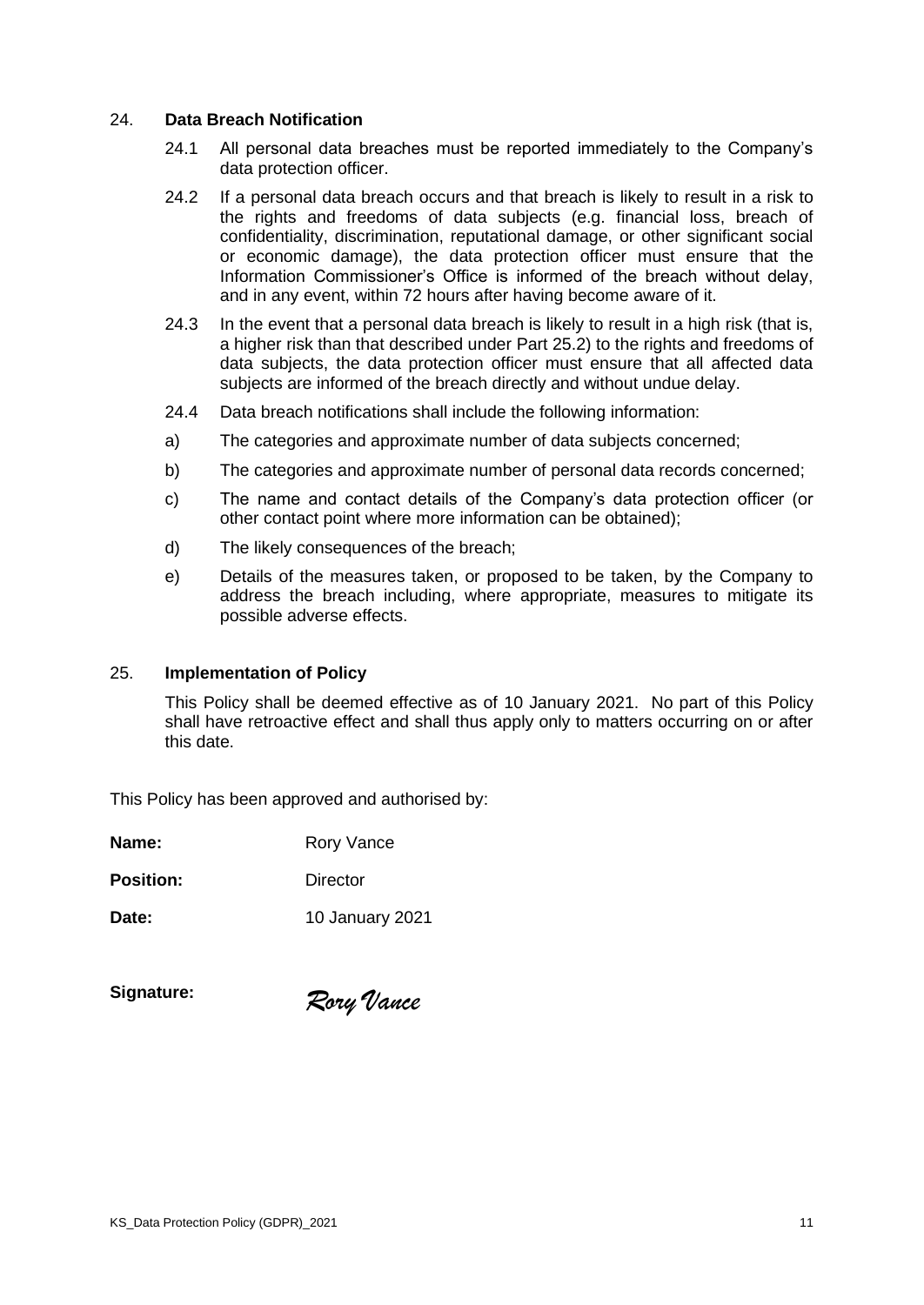## 24. **Data Breach Notification**

24.1 All personal data breaches must be reported immediately to the Company's data protection officer.

24.2 If a personal data breach occurs and that breach is likely to result in a risk to the rights and freedoms of data subjects (e.g. financial loss, breach of confidentiality, discrimination, reputational damage, or other significant social or economic damage), the data protection officer must ensure that the Information Commissioner's Office is informed of the breach without delay, and in any event, within 72 hours after having become aware of it.

24.3 In the event that a personal data breach is likely to result in a high risk (that is, a higher risk than that described under Part 25.2) to the rights and freedoms of data subjects, the data protection officer must ensure that all affected data subjects are informed of the breach directly and without undue delay.

24.4 Data breach notifications shall include the following information:

a) The categories and approximate number of data subjects concerned;

b) The categories and approximate number of personal data records concerned;

c) The name and contact details of the Company's data protection officer (or other contact point where more information can be obtained);

d) The likely consequences of the breach;

e) Details of the measures taken, or proposed to be taken, by the Company to address the breach including, where appropriate, measures to mitigate its possible adverse effects.

## 25. **Implementation of Policy**

This Policy shall be deemed effective as of 10 January 2021. No part of this Policy shall have retroactive effect and shall thus apply only to matters occurring on or after this date.

This Policy has been approved and authorised by:

**Name:** Rory Vance

**Position:** Director

**Date:** 10 January 2021

**Signature:** *Rory Vance*